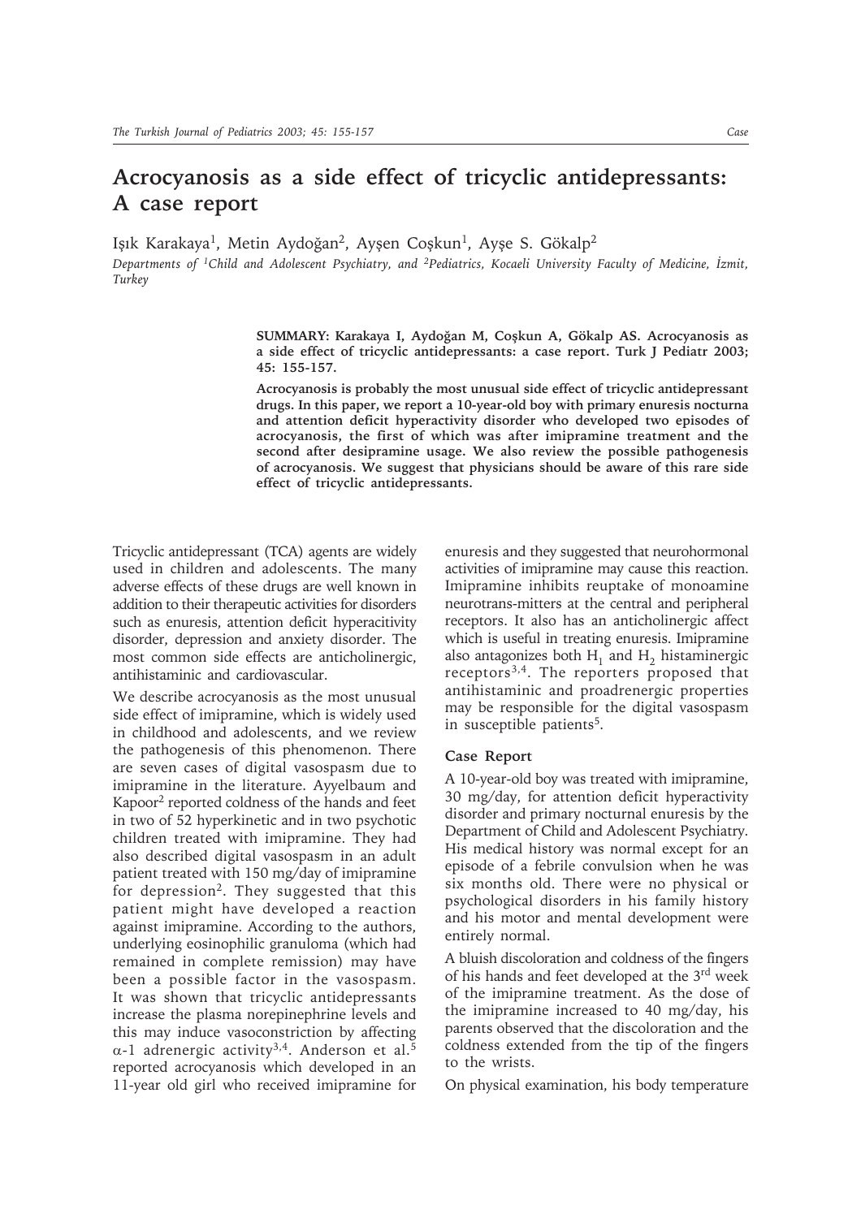# Acrocyanosis as a side effect of tricyclic antidepressants: A case report

Işık Karakaya[1], Metin Aydoğan[2], Ayşen Coşkun[1], Ayşe S. Gökalp[2]

*Departments of [1]Child and Adolescent Psychiatry, and [2]Pediatrics, Kocaeli University Faculty of Medicine, İzmit, Turkey*

**SUMMARY: Karakaya I, Aydoğan M, Coşkun A, Gökalp AS. Acrocyanosis as a side effect of tricyclic antidepressants: a case report. Turk J Pediatr 2003; 45: 155-157.**

**Acrocyanosis is probably the most unusual side effect of tricyclic antidepressant drugs. In this paper, we report a 10-year-old boy with primary enuresis nocturna and attention deficit hyperactivity disorder who developed two episodes of acrocyanosis, the first of which was after imipramine treatment and the second after desipramine usage. We also review the possible pathogenesis of acrocyanosis. We suggest that physicians should be aware of this rare side effect of tricyclic antidepressants.**

Tricyclic antidepressant (TCA) agents are widely used in children and adolescents. The many adverse effects of these drugs are well known in addition to their therapeutic activities for disorders such as enuresis, attention deficit hyperacitivity disorder, depression and anxiety disorder. The most common side effects are anticholinergic, antihistaminic and cardiovascular.

We describe acrocyanosis as the most unusual side effect of imipramine, which is widely used in childhood and adolescents, and we review the pathogenesis of this phenomenon. There are seven cases of digital vasospasm due to imipramine in the literature. Ayyelbaum and Kapoor[2] reported coldness of the hands and feet in two of 52 hyperkinetic and in two psychotic children treated with imipramine. They had also described digital vasospasm in an adult patient treated with 150 mg/day of imipramine for depression[2]. They suggested that this patient might have developed a reaction against imipramine. According to the authors, underlying eosinophilic granuloma (which had remained in complete remission) may have been a possible factor in the vasospasm. It was shown that tricyclic antidepressants increase the plasma norepinephrine levels and this may induce vasoconstriction by affecting $\alpha$-1 adrenergic activity[3,4]. Anderson et al.[5] reported acrocyanosis which developed in an 11-year old girl who received imipramine for enuresis and they suggested that neurohormonal activities of imipramine may cause this reaction. Imipramine inhibits reuptake of monoamine neurotrans-mitters at the central and peripheral receptors. It also has an anticholinergic affect which is useful in treating enuresis. Imipramine also antagonizes both $H_1$ and $H_2$ histaminergic receptors[3,4]. The reporters proposed that antihistaminic and proadrenergic properties may be responsible for the digital vasospasm in susceptible patients[5].

## Case Report

A 10-year-old boy was treated with imipramine, 30 mg/day, for attention deficit hyperactivity disorder and primary nocturnal enuresis by the Department of Child and Adolescent Psychiatry. His medical history was normal except for an episode of a febrile convulsion when he was six months old. There were no physical or psychological disorders in his family history and his motor and mental development were entirely normal.

A bluish discoloration and coldness of the fingers of his hands and feet developed at the 3rd week of the imipramine treatment. As the dose of the imipramine increased to 40 mg/day, his parents observed that the discoloration and the coldness extended from the tip of the fingers to the wrists.

On physical examination, his body temperature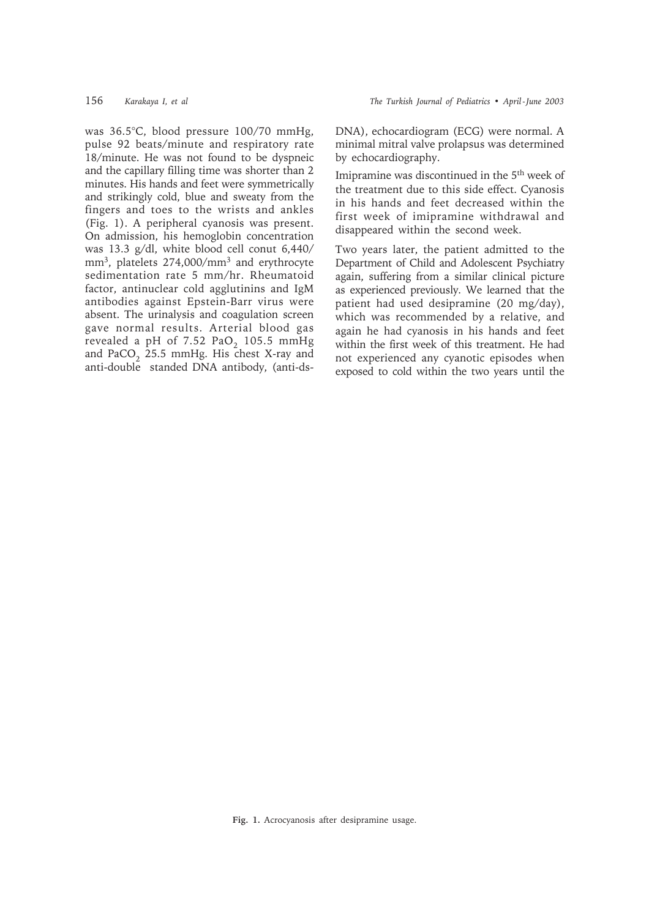was 36.5°C, blood pressure 100/70 mmHg, pulse 92 beats/minute and respiratory rate 18/minute. He was not found to be dyspneic and the capillary filling time was shorter than 2 minutes. His hands and feet were symmetrically and strikingly cold, blue and sweaty from the fingers and toes to the wrists and ankles (Fig. 1). A peripheral cyanosis was present. On admission, his hemoglobin concentration was 13.3 g/dl, white blood cell conut 6,440/mm$^3$, platelets 274,000/mm$^3$ and erythrocyte sedimentation rate 5 mm/hr. Rheumatoid factor, antinuclear cold agglutinins and IgM antibodies against Epstein-Barr virus were absent. The urinalysis and coagulation screen gave normal results. Arterial blood gas revealed a pH of 7.52 $PaO_2$ 105.5 mmHg and $PaCO_2$ 25.5 mmHg. His chest X-ray and anti-double standed DNA antibody, (anti-ds-DNA), echocardiogram (ECG) were normal. A minimal mitral valve prolapsus was determined by echocardiography.

Imipramine was discontinued in the 5$^{th}$ week of the treatment due to this side effect. Cyanosis in his hands and feet decreased within the first week of imipramine withdrawal and disappeared within the second week.

Two years later, the patient admitted to the Department of Child and Adolescent Psychiatry again, suffering from a similar clinical picture as experienced previously. We learned that the patient had used desipramine (20 mg/day), which was recommended by a relative, and again he had cyanosis in his hands and feet within the first week of this treatment. He had not experienced any cyanotic episodes when exposed to cold within the two years until the

**Fig. 1.** Acrocyanosis after desipramine usage.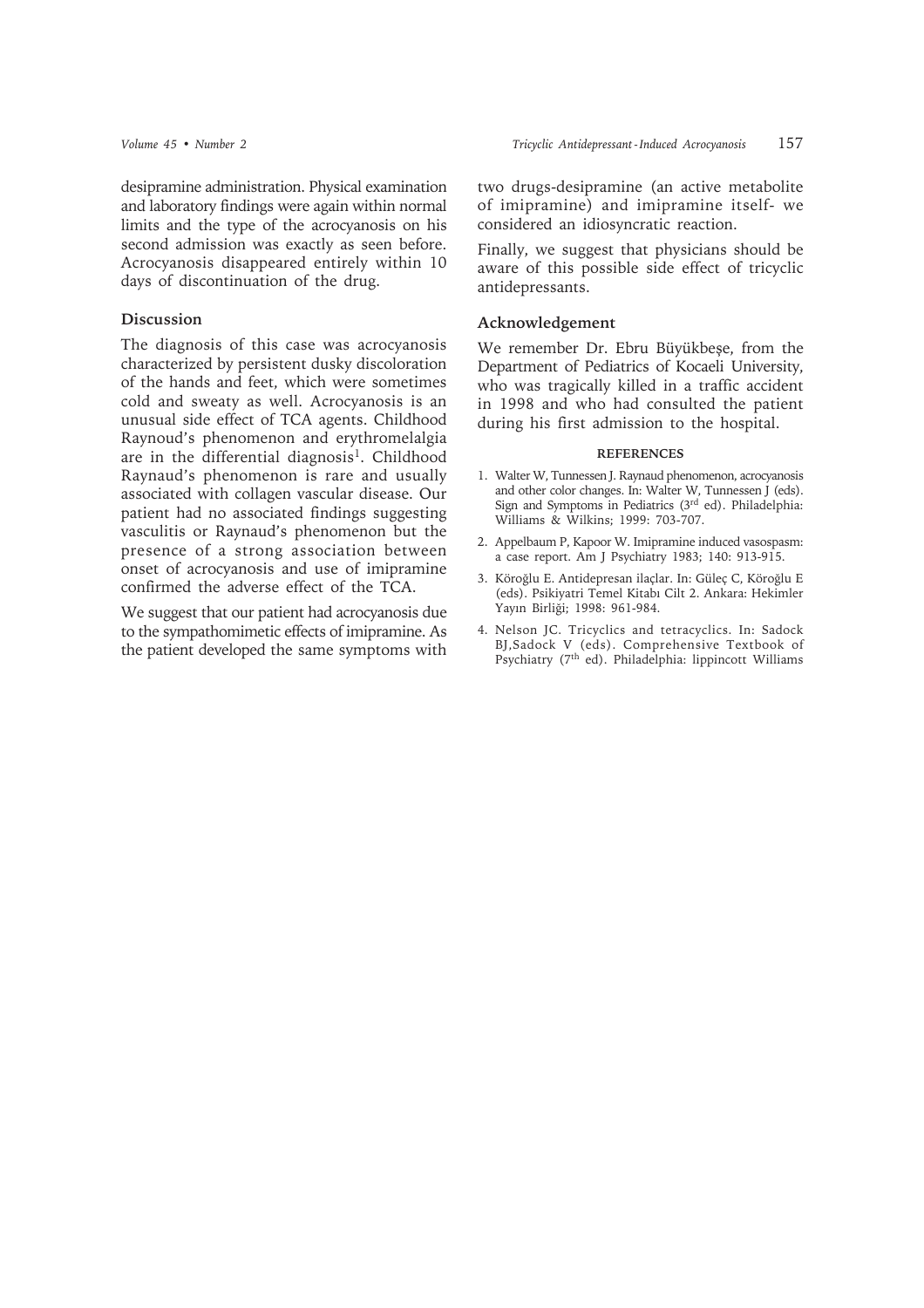desipramine administration. Physical examination and laboratory findings were again within normal limits and the type of the acrocyanosis on his second admission was exactly as seen before. Acrocyanosis disappeared entirely within 10 days of discontinuation of the drug.

## Discussion

The diagnosis of this case was acrocyanosis characterized by persistent dusky discoloration of the hands and feet, which were sometimes cold and sweaty as well. Acrocyanosis is an unusual side effect of TCA agents. Childhood Raynoud's phenomenon and erythromelalgia are in the differential diagnosis[1]. Childhood Raynaud's phenomenon is rare and usually associated with collagen vascular disease. Our patient had no associated findings suggesting vasculitis or Raynaud's phenomenon but the presence of a strong association between onset of acrocyanosis and use of imipramine confirmed the adverse effect of the TCA.

We suggest that our patient had acrocyanosis due to the sympathomimetic effects of imipramine. As the patient developed the same symptoms with two drugs-desipramine (an active metabolite of imipramine) and imipramine itself- we considered an idiosyncratic reaction.

Finally, we suggest that physicians should be aware of this possible side effect of tricyclic antidepressants.

## Acknowledgement

We remember Dr. Ebru Büyükbeşe, from the Department of Pediatrics of Kocaeli University, who was tragically killed in a traffic accident in 1998 and who had consulted the patient during his first admission to the hospital.

## REFERENCES

1. Walter W, Tunnessen J. Raynaud phenomenon, acrocyanosis and other color changes. In: Walter W, Tunnessen J (eds). Sign and Symptoms in Pediatrics (3rd ed). Philadelphia: Williams & Wilkins; 1999: 703-707.
2. Appelbaum P, Kapoor W. Imipramine induced vasospasm: a case report. Am J Psychiatry 1983; 140: 913-915.
3. Köroğlu E. Antidepresan ilaçlar. In: Güleç C, Köroğlu E (eds). Psikiyatri Temel Kitabı Cilt 2. Ankara: Hekimler Yayın Birliği; 1998: 961-984.
4. Nelson JC. Tricyclics and tetracyclics. In: Sadock BJ,Sadock V (eds). Comprehensive Textbook of Psychiatry (7th ed). Philadelphia: lippincott Williams